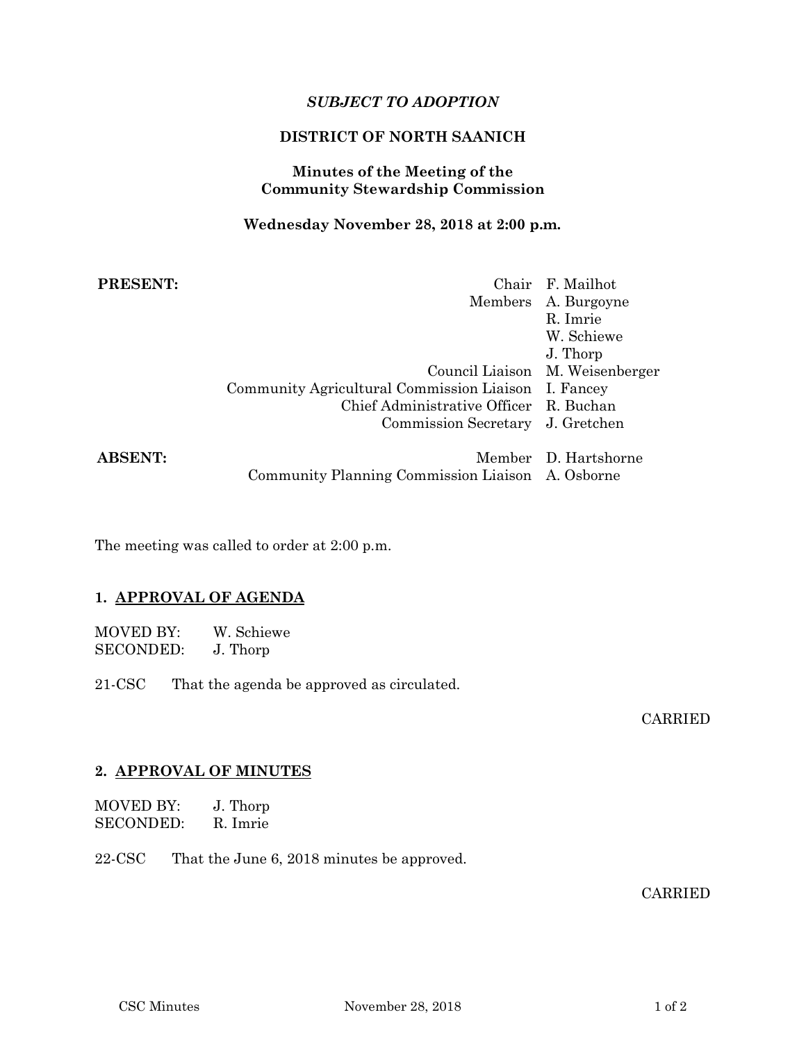*SUBJECT TO ADOPTION*

**DISTRICT OF NORTH SAANICH**

**Minutes of the Meeting of the Community Stewardship Commission**

**Wednesday November 28, 2018 at 2:00 p.m.**

**PRESENT:**

| | |
|---|---|
| Chair | F. Mailhot |
| Members | A. Burgoyne |
| | R. Imrie |
| | W. Schiewe |
| | J. Thorp |
| Council Liaison | M. Weisenberger |
| Community Agricultural Commission Liaison | I. Fancey |
| Chief Administrative Officer | R. Buchan |
| Commission Secretary | J. Gretchen |

**ABSENT:**

| | |
|---|---|
| Member | D. Hartshorne |
| Community Planning Commission Liaison | A. Osborne |

The meeting was called to order at 2:00 p.m.

## 1. APPROVAL OF AGENDA

MOVED BY: W. Schiewe
SECONDED: J. Thorp

21-CSC That the agenda be approved as circulated.

CARRIED

## 2. APPROVAL OF MINUTES

MOVED BY: J. Thorp
SECONDED: R. Imrie

22-CSC That the June 6, 2018 minutes be approved.

CARRIED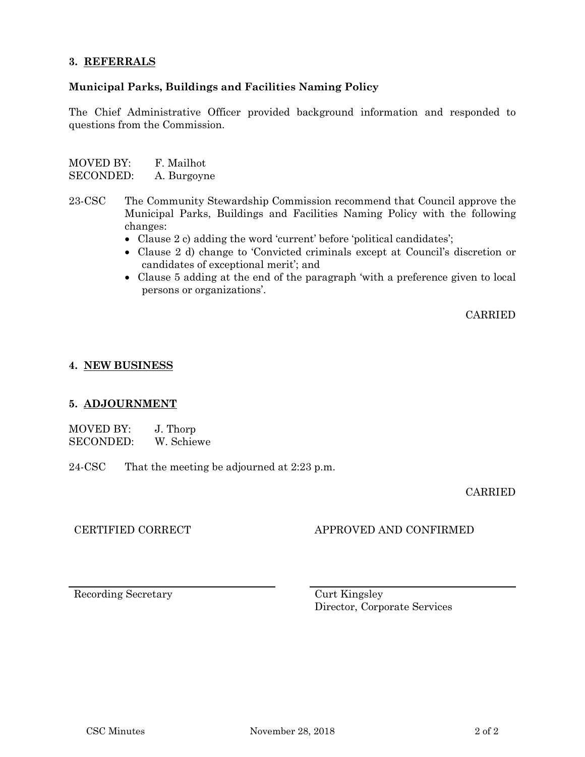## 3. REFERRALS

### Municipal Parks, Buildings and Facilities Naming Policy

The Chief Administrative Officer provided background information and responded to questions from the Commission.

MOVED BY: F. Mailhot
SECONDED: A. Burgoyne

23-CSC The Community Stewardship Commission recommend that Council approve the Municipal Parks, Buildings and Facilities Naming Policy with the following changes:

- Clause 2 c) adding the word 'current' before 'political candidates';
- Clause 2 d) change to 'Convicted criminals except at Council's discretion or candidates of exceptional merit'; and
- Clause 5 adding at the end of the paragraph 'with a preference given to local persons or organizations'.

CARRIED

## 4. NEW BUSINESS

## 5. ADJOURNMENT

MOVED BY: J. Thorp
SECONDED: W. Schiewe

24-CSC That the meeting be adjourned at 2:23 p.m.

CARRIED

CERTIFIED CORRECT

Recording Secretary

APPROVED AND CONFIRMED

Curt Kingsley
Director, Corporate Services